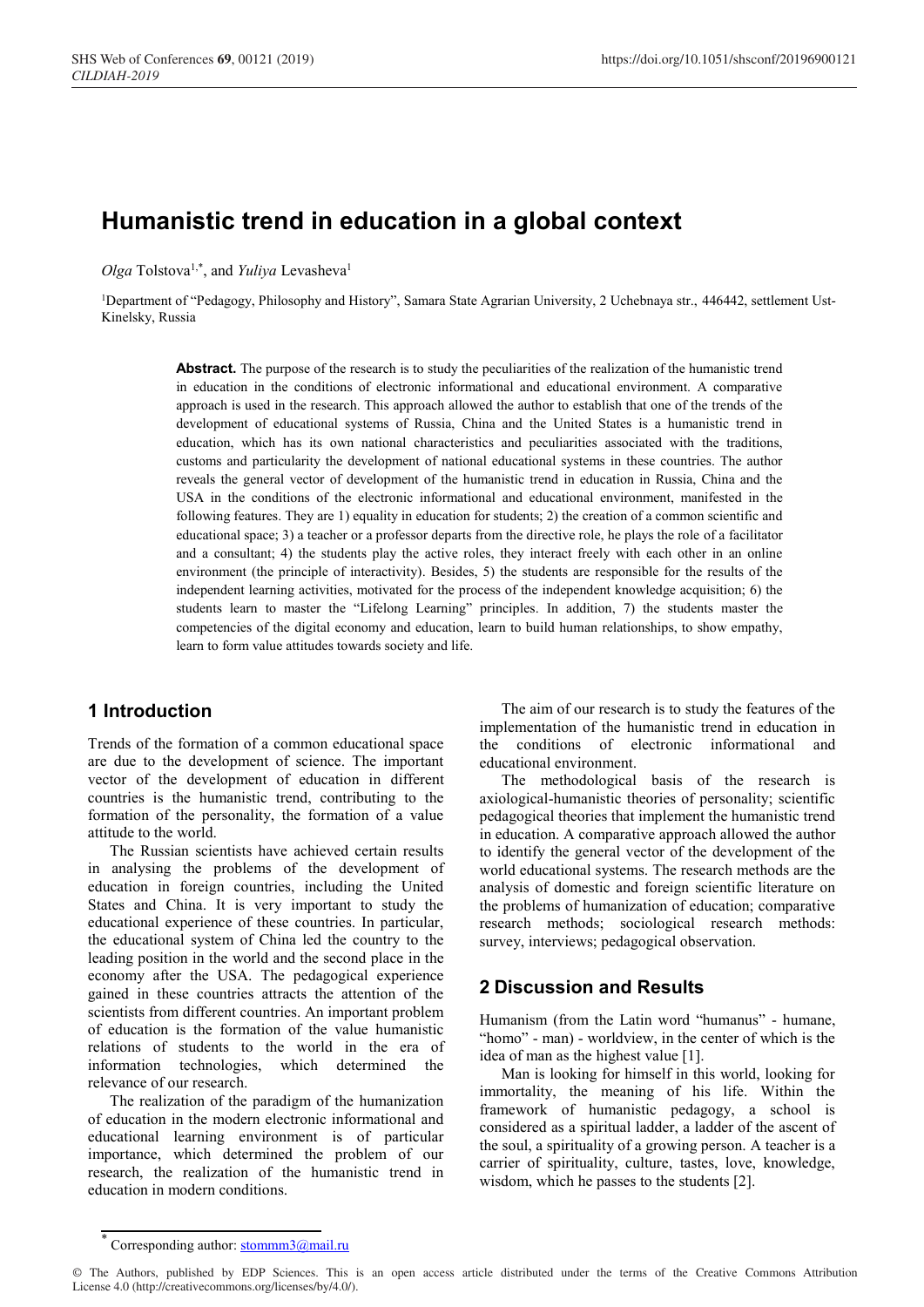# Humanistic trend in education in a global context

*Olga* Tolstova[1,*], and *Yuliya* Levasheva[1]

[1]Department of "Pedagogy, Philosophy and History", Samara State Agrarian University, 2 Uchebnaya str., 446442, settlement Ust-Kinelsky, Russia

**Abstract.** The purpose of the research is to study the peculiarities of the realization of the humanistic trend in education in the conditions of electronic informational and educational environment. A comparative approach is used in the research. This approach allowed the author to establish that one of the trends of the development of educational systems of Russia, China and the United States is a humanistic trend in education, which has its own national characteristics and peculiarities associated with the traditions, customs and particularity the development of national educational systems in these countries. The author reveals the general vector of development of the humanistic trend in education in Russia, China and the USA in the conditions of the electronic informational and educational environment, manifested in the following features. They are 1) equality in education for students; 2) the creation of a common scientific and educational space; 3) a teacher or a professor departs from the directive role, he plays the role of a facilitator and a consultant; 4) the students play the active roles, they interact freely with each other in an online environment (the principle of interactivity). Besides, 5) the students are responsible for the results of the independent learning activities, motivated for the process of the independent knowledge acquisition; 6) the students learn to master the "Lifelong Learning" principles. In addition, 7) the students master the competencies of the digital economy and education, learn to build human relationships, to show empathy, learn to form value attitudes towards society and life.

## 1 Introduction

Trends of the formation of a common educational space are due to the development of science. The important vector of the development of education in different countries is the humanistic trend, contributing to the formation of the personality, the formation of a value attitude to the world.

The Russian scientists have achieved certain results in analysing the problems of the development of education in foreign countries, including the United States and China. It is very important to study the educational experience of these countries. In particular, the educational system of China led the country to the leading position in the world and the second place in the economy after the USA. The pedagogical experience gained in these countries attracts the attention of the scientists from different countries. An important problem of education is the formation of the value humanistic relations of students to the world in the era of information technologies, which determined the relevance of our research.

The realization of the paradigm of the humanization of education in the modern electronic informational and educational learning environment is of particular importance, which determined the problem of our research, the realization of the humanistic trend in education in modern conditions.

The aim of our research is to study the features of the implementation of the humanistic trend in education in the conditions of electronic informational and educational environment.

The methodological basis of the research is axiological-humanistic theories of personality; scientific pedagogical theories that implement the humanistic trend in education. A comparative approach allowed the author to identify the general vector of the development of the world educational systems. The research methods are the analysis of domestic and foreign scientific literature on the problems of humanization of education; comparative research methods; sociological research methods: survey, interviews; pedagogical observation.

## 2 Discussion and Results

Humanism (from the Latin word "humanus" - humane, "homo" - man) - worldview, in the center of which is the idea of man as the highest value [1].

Man is looking for himself in this world, looking for immortality, the meaning of his life. Within the framework of humanistic pedagogy, a school is considered as a spiritual ladder, a ladder of the ascent of the soul, a spirituality of a growing person. A teacher is a carrier of spirituality, culture, tastes, love, knowledge, wisdom, which he passes to the students [2].

* Corresponding author: stommm3@mail.ru

© The Authors, published by EDP Sciences. This is an open access article distributed under the terms of the Creative Commons Attribution License 4.0 (http://creativecommons.org/licenses/by/4.0/).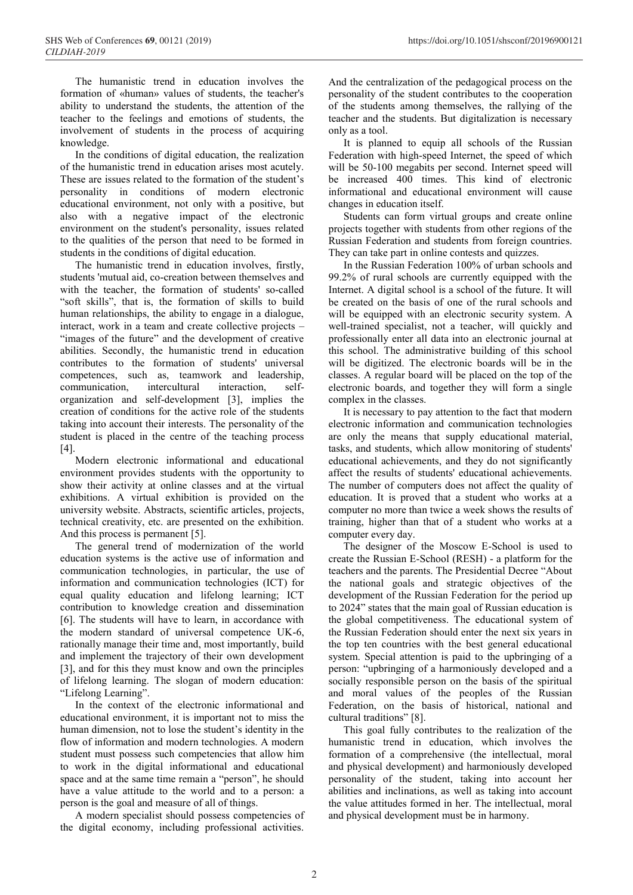The humanistic trend in education involves the formation of «human» values of students, the teacher's ability to understand the students, the attention of the teacher to the feelings and emotions of students, the involvement of students in the process of acquiring knowledge.

In the conditions of digital education, the realization of the humanistic trend in education arises most acutely. These are issues related to the formation of the student's personality in conditions of modern electronic educational environment, not only with a positive, but also with a negative impact of the electronic environment on the student's personality, issues related to the qualities of the person that need to be formed in students in the conditions of digital education.

The humanistic trend in education involves, firstly, students 'mutual aid, co-creation between themselves and with the teacher, the formation of students' so-called "soft skills", that is, the formation of skills to build human relationships, the ability to engage in a dialogue, interact, work in a team and create collective projects – "images of the future" and the development of creative abilities. Secondly, the humanistic trend in education contributes to the formation of students' universal competences, such as, teamwork and leadership, communication, intercultural interaction, self-organization and self-development [3], implies the creation of conditions for the active role of the students taking into account their interests. The personality of the student is placed in the centre of the teaching process [4].

Modern electronic informational and educational environment provides students with the opportunity to show their activity at online classes and at the virtual exhibitions. A virtual exhibition is provided on the university website. Abstracts, scientific articles, projects, technical creativity, etc. are presented on the exhibition. And this process is permanent [5].

The general trend of modernization of the world education systems is the active use of information and communication technologies, in particular, the use of information and communication technologies (ICT) for equal quality education and lifelong learning; ICT contribution to knowledge creation and dissemination [6]. The students will have to learn, in accordance with the modern standard of universal competence UK-6, rationally manage their time and, most importantly, build and implement the trajectory of their own development [3], and for this they must know and own the principles of lifelong learning. The slogan of modern education: "Lifelong Learning".

In the context of the electronic informational and educational environment, it is important not to miss the human dimension, not to lose the student's identity in the flow of information and modern technologies. A modern student must possess such competencies that allow him to work in the digital informational and educational space and at the same time remain a "person", he should have a value attitude to the world and to a person: a person is the goal and measure of all of things.

A modern specialist should possess competencies of the digital economy, including professional activities. And the centralization of the pedagogical process on the personality of the student contributes to the cooperation of the students among themselves, the rallying of the teacher and the students. But digitalization is necessary only as a tool.

It is planned to equip all schools of the Russian Federation with high-speed Internet, the speed of which will be 50-100 megabits per second. Internet speed will be increased 400 times. This kind of electronic informational and educational environment will cause changes in education itself.

Students can form virtual groups and create online projects together with students from other regions of the Russian Federation and students from foreign countries. They can take part in online contests and quizzes.

In the Russian Federation 100% of urban schools and 99.2% of rural schools are currently equipped with the Internet. A digital school is a school of the future. It will be created on the basis of one of the rural schools and will be equipped with an electronic security system. A well-trained specialist, not a teacher, will quickly and professionally enter all data into an electronic journal at this school. The administrative building of this school will be digitized. The electronic boards will be in the classes. A regular board will be placed on the top of the electronic boards, and together they will form a single complex in the classes.

It is necessary to pay attention to the fact that modern electronic information and communication technologies are only the means that supply educational material, tasks, and students, which allow monitoring of students' educational achievements, and they do not significantly affect the results of students' educational achievements. The number of computers does not affect the quality of education. It is proved that a student who works at a computer no more than twice a week shows the results of training, higher than that of a student who works at a computer every day.

The designer of the Moscow E-School is used to create the Russian E-School (RESH) - a platform for the teachers and the parents. The Presidential Decree "About the national goals and strategic objectives of the development of the Russian Federation for the period up to 2024" states that the main goal of Russian education is the global competitiveness. The educational system of the Russian Federation should enter the next six years in the top ten countries with the best general educational system. Special attention is paid to the upbringing of a person: "upbringing of a harmoniously developed and a socially responsible person on the basis of the spiritual and moral values of the peoples of the Russian Federation, on the basis of historical, national and cultural traditions" [8].

This goal fully contributes to the realization of the humanistic trend in education, which involves the formation of a comprehensive (the intellectual, moral and physical development) and harmoniously developed personality of the student, taking into account her abilities and inclinations, as well as taking into account the value attitudes formed in her. The intellectual, moral and physical development must be in harmony.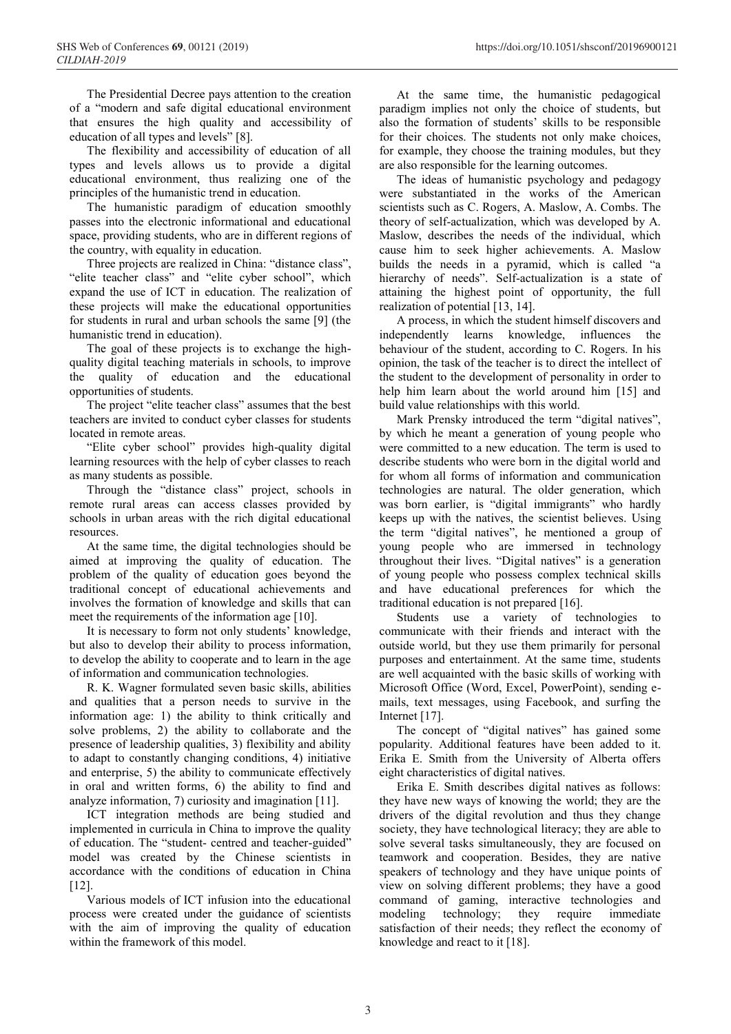The Presidential Decree pays attention to the creation of a "modern and safe digital educational environment that ensures the high quality and accessibility of education of all types and levels" [8].

The flexibility and accessibility of education of all types and levels allows us to provide a digital educational environment, thus realizing one of the principles of the humanistic trend in education.

The humanistic paradigm of education smoothly passes into the electronic informational and educational space, providing students, who are in different regions of the country, with equality in education.

Three projects are realized in China: "distance class", "elite teacher class" and "elite cyber school", which expand the use of ICT in education. The realization of these projects will make the educational opportunities for students in rural and urban schools the same [9] (the humanistic trend in education).

The goal of these projects is to exchange the high-quality digital teaching materials in schools, to improve the quality of education and the educational opportunities of students.

The project "elite teacher class" assumes that the best teachers are invited to conduct cyber classes for students located in remote areas.

"Elite cyber school" provides high-quality digital learning resources with the help of cyber classes to reach as many students as possible.

Through the "distance class" project, schools in remote rural areas can access classes provided by schools in urban areas with the rich digital educational resources.

At the same time, the digital technologies should be aimed at improving the quality of education. The problem of the quality of education goes beyond the traditional concept of educational achievements and involves the formation of knowledge and skills that can meet the requirements of the information age [10].

It is necessary to form not only students' knowledge, but also to develop their ability to process information, to develop the ability to cooperate and to learn in the age of information and communication technologies.

R. K. Wagner formulated seven basic skills, abilities and qualities that a person needs to survive in the information age: 1) the ability to think critically and solve problems, 2) the ability to collaborate and the presence of leadership qualities, 3) flexibility and ability to adapt to constantly changing conditions, 4) initiative and enterprise, 5) the ability to communicate effectively in oral and written forms, 6) the ability to find and analyze information, 7) curiosity and imagination [11].

ICT integration methods are being studied and implemented in curricula in China to improve the quality of education. The "student- centred and teacher-guided" model was created by the Chinese scientists in accordance with the conditions of education in China [12].

Various models of ICT infusion into the educational process were created under the guidance of scientists with the aim of improving the quality of education within the framework of this model.

At the same time, the humanistic pedagogical paradigm implies not only the choice of students, but also the formation of students' skills to be responsible for their choices. The students not only make choices, for example, they choose the training modules, but they are also responsible for the learning outcomes.

The ideas of humanistic psychology and pedagogy were substantiated in the works of the American scientists such as C. Rogers, A. Maslow, A. Combs. The theory of self-actualization, which was developed by A. Maslow, describes the needs of the individual, which cause him to seek higher achievements. A. Maslow builds the needs in a pyramid, which is called "a hierarchy of needs". Self-actualization is a state of attaining the highest point of opportunity, the full realization of potential [13, 14].

A process, in which the student himself discovers and independently learns knowledge, influences the behaviour of the student, according to C. Rogers. In his opinion, the task of the teacher is to direct the intellect of the student to the development of personality in order to help him learn about the world around him [15] and build value relationships with this world.

Mark Prensky introduced the term "digital natives", by which he meant a generation of young people who were committed to a new education. The term is used to describe students who were born in the digital world and for whom all forms of information and communication technologies are natural. The older generation, which was born earlier, is "digital immigrants" who hardly keeps up with the natives, the scientist believes. Using the term "digital natives", he mentioned a group of young people who are immersed in technology throughout their lives. "Digital natives" is a generation of young people who possess complex technical skills and have educational preferences for which the traditional education is not prepared [16].

Students use a variety of technologies to communicate with their friends and interact with the outside world, but they use them primarily for personal purposes and entertainment. At the same time, students are well acquainted with the basic skills of working with Microsoft Office (Word, Excel, PowerPoint), sending e-mails, text messages, using Facebook, and surfing the Internet [17].

The concept of "digital natives" has gained some popularity. Additional features have been added to it. Erika E. Smith from the University of Alberta offers eight characteristics of digital natives.

Erika E. Smith describes digital natives as follows: they have new ways of knowing the world; they are the drivers of the digital revolution and thus they change society, they have technological literacy; they are able to solve several tasks simultaneously, they are focused on teamwork and cooperation. Besides, they are native speakers of technology and they have unique points of view on solving different problems; they have a good command of gaming, interactive technologies and modeling technology; they require immediate satisfaction of their needs; they reflect the economy of knowledge and react to it [18].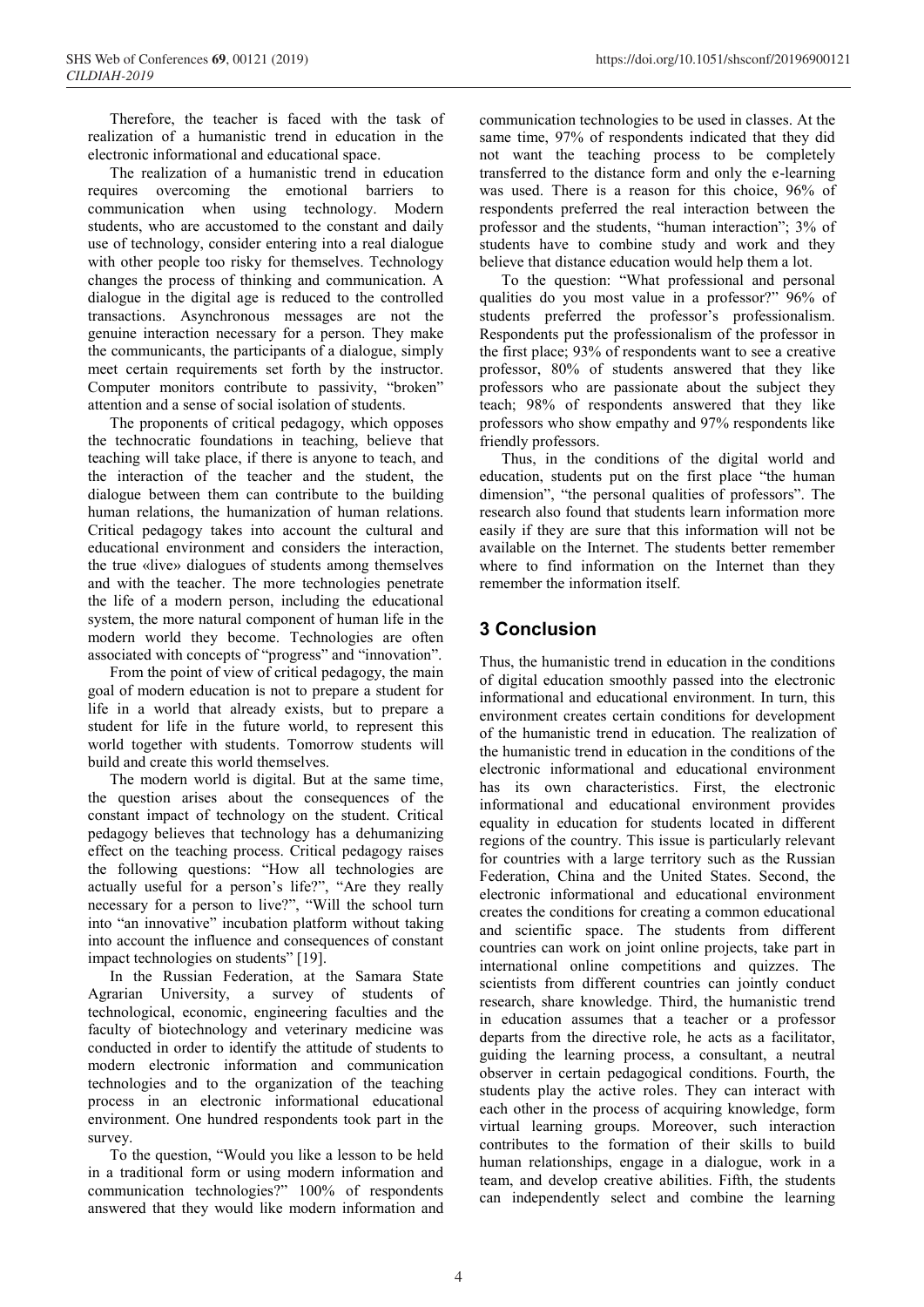Therefore, the teacher is faced with the task of realization of a humanistic trend in education in the electronic informational and educational space.

The realization of a humanistic trend in education requires overcoming the emotional barriers to communication when using technology. Modern students, who are accustomed to the constant and daily use of technology, consider entering into a real dialogue with other people too risky for themselves. Technology changes the process of thinking and communication. A dialogue in the digital age is reduced to the controlled transactions. Asynchronous messages are not the genuine interaction necessary for a person. They make the communicants, the participants of a dialogue, simply meet certain requirements set forth by the instructor. Computer monitors contribute to passivity, "broken" attention and a sense of social isolation of students.

The proponents of critical pedagogy, which opposes the technocratic foundations in teaching, believe that teaching will take place, if there is anyone to teach, and the interaction of the teacher and the student, the dialogue between them can contribute to the building human relations, the humanization of human relations. Critical pedagogy takes into account the cultural and educational environment and considers the interaction, the true «live» dialogues of students among themselves and with the teacher. The more technologies penetrate the life of a modern person, including the educational system, the more natural component of human life in the modern world they become. Technologies are often associated with concepts of "progress" and "innovation".

From the point of view of critical pedagogy, the main goal of modern education is not to prepare a student for life in a world that already exists, but to prepare a student for life in the future world, to represent this world together with students. Tomorrow students will build and create this world themselves.

The modern world is digital. But at the same time, the question arises about the consequences of the constant impact of technology on the student. Critical pedagogy believes that technology has a dehumanizing effect on the teaching process. Critical pedagogy raises the following questions: "How all technologies are actually useful for a person's life?", "Are they really necessary for a person to live?", "Will the school turn into "an innovative" incubation platform without taking into account the influence and consequences of constant impact technologies on students" [19].

In the Russian Federation, at the Samara State Agrarian University, a survey of students of technological, economic, engineering faculties and the faculty of biotechnology and veterinary medicine was conducted in order to identify the attitude of students to modern electronic information and communication technologies and to the organization of the teaching process in an electronic informational educational environment. One hundred respondents took part in the survey.

To the question, "Would you like a lesson to be held in a traditional form or using modern information and communication technologies?" 100% of respondents answered that they would like modern information and communication technologies to be used in classes. At the same time, 97% of respondents indicated that they did not want the teaching process to be completely transferred to the distance form and only the e-learning was used. There is a reason for this choice, 96% of respondents preferred the real interaction between the professor and the students, "human interaction"; 3% of students have to combine study and work and they believe that distance education would help them a lot.

To the question: "What professional and personal qualities do you most value in a professor?" 96% of students preferred the professor's professionalism. Respondents put the professionalism of the professor in the first place; 93% of respondents want to see a creative professor, 80% of students answered that they like professors who are passionate about the subject they teach; 98% of respondents answered that they like professors who show empathy and 97% respondents like friendly professors.

Thus, in the conditions of the digital world and education, students put on the first place "the human dimension", "the personal qualities of professors". The research also found that students learn information more easily if they are sure that this information will not be available on the Internet. The students better remember where to find information on the Internet than they remember the information itself.

## 3 Conclusion

Thus, the humanistic trend in education in the conditions of digital education smoothly passed into the electronic informational and educational environment. In turn, this environment creates certain conditions for development of the humanistic trend in education. The realization of the humanistic trend in education in the conditions of the electronic informational and educational environment has its own characteristics. First, the electronic informational and educational environment provides equality in education for students located in different regions of the country. This issue is particularly relevant for countries with a large territory such as the Russian Federation, China and the United States. Second, the electronic informational and educational environment creates the conditions for creating a common educational and scientific space. The students from different countries can work on joint online projects, take part in international online competitions and quizzes. The scientists from different countries can jointly conduct research, share knowledge. Third, the humanistic trend in education assumes that a teacher or a professor departs from the directive role, he acts as a facilitator, guiding the learning process, a consultant, a neutral observer in certain pedagogical conditions. Fourth, the students play the active roles. They can interact with each other in the process of acquiring knowledge, form virtual learning groups. Moreover, such interaction contributes to the formation of their skills to build human relationships, engage in a dialogue, work in a team, and develop creative abilities. Fifth, the students can independently select and combine the learning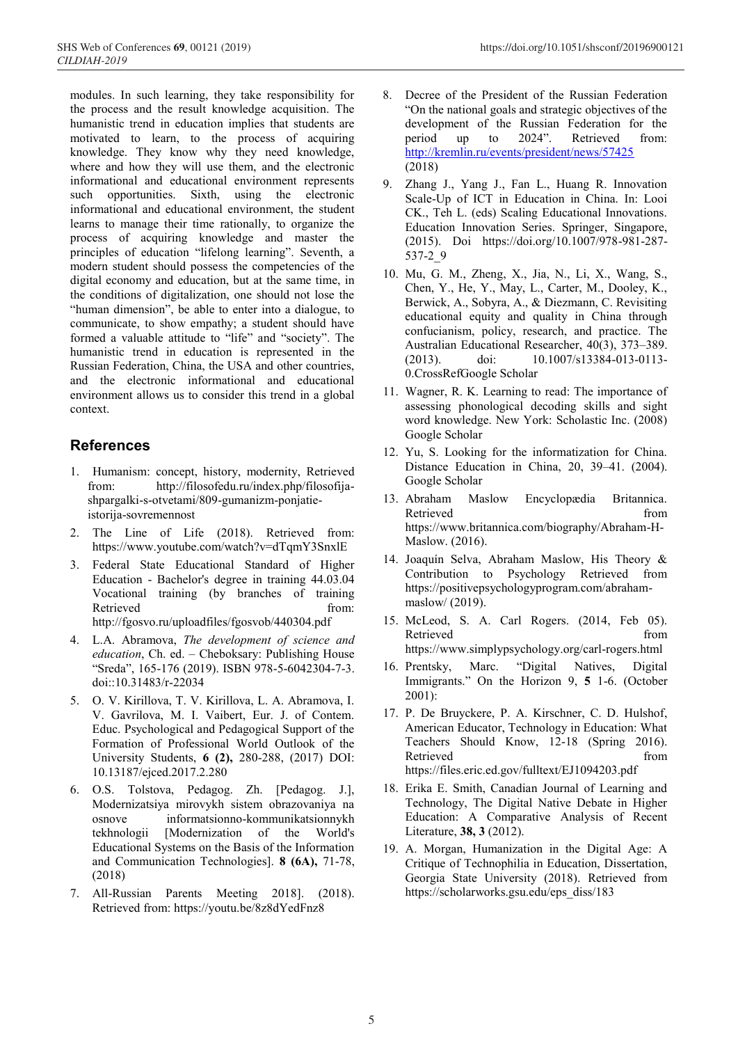modules. In such learning, they take responsibility for the process and the result knowledge acquisition. The humanistic trend in education implies that students are motivated to learn, to the process of acquiring knowledge. They know why they need knowledge, where and how they will use them, and the electronic informational and educational environment represents such opportunities. Sixth, using the electronic informational and educational environment, the student learns to manage their time rationally, to organize the process of acquiring knowledge and master the principles of education "lifelong learning". Seventh, a modern student should possess the competencies of the digital economy and education, but at the same time, in the conditions of digitalization, one should not lose the "human dimension", be able to enter into a dialogue, to communicate, to show empathy; a student should have formed a valuable attitude to "life" and "society". The humanistic trend in education is represented in the Russian Federation, China, the USA and other countries, and the electronic informational and educational environment allows us to consider this trend in a global context.

## References

1. Humanism: concept, history, modernity, Retrieved from: http://filosofedu.ru/index.php/filosofija-shpargalki-s-otvetami/809-gumanizm-ponjatie-istorija-sovremennost
2. The Line of Life (2018). Retrieved from: https://www.youtube.com/watch?v=dTqmY3SnxlE
3. Federal State Educational Standard of Higher Education - Bachelor's degree in training 44.03.04 Vocational training (by branches of training Retrieved from: http://fgosvo.ru/uploadfiles/fgosvob/440304.pdf
4. L.A. Abramova, *The development of science and education*, Ch. ed. – Cheboksary: Publishing House "Sreda", 165-176 (2019). ISBN 978-5-6042304-7-3. doi::10.31483/r-22034
5. O. V. Kirillova, T. V. Kirillova, L. A. Abramova, I. V. Gavrilova, M. I. Vaibert, Eur. J. of Contem. Educ. Psychological and Pedagogical Support of the Formation of Professional World Outlook of the University Students, **6 (2),** 280-288, (2017) DOI: 10.13187/ejced.2017.2.280
6. O.S. Tolstova, Pedagog. Zh. [Pedagog. J.], Modernizatsiya mirovykh sistem obrazovaniya na osnove informatsionno-kommunikatsionnykh tekhnologii [Modernization of the World's Educational Systems on the Basis of the Information and Communication Technologies]. **8 (6A),** 71-78, (2018)
7. All-Russian Parents Meeting 2018]. (2018). Retrieved from: https://youtu.be/8z8dYedFnz8
8. Decree of the President of the Russian Federation "On the national goals and strategic objectives of the development of the Russian Federation for the period up to 2024". Retrieved from: http://kremlin.ru/events/president/news/57425 (2018)
9. Zhang J., Yang J., Fan L., Huang R. Innovation Scale-Up of ICT in Education in China. In: Looi CK., Teh L. (eds) Scaling Educational Innovations. Education Innovation Series. Springer, Singapore, (2015). Doi https://doi.org/10.1007/978-981-287-537-2_9
10. Mu, G. M., Zheng, X., Jia, N., Li, X., Wang, S., Chen, Y., He, Y., May, L., Carter, M., Dooley, K., Berwick, A., Sobyra, A., & Diezmann, C. Revisiting educational equity and quality in China through confucianism, policy, research, and practice. The Australian Educational Researcher, 40(3), 373–389. (2013). doi: 10.1007/s13384-013-0113-0.CrossRefGoogle Scholar
11. Wagner, R. K. Learning to read: The importance of assessing phonological decoding skills and sight word knowledge. New York: Scholastic Inc. (2008) Google Scholar
12. Yu, S. Looking for the informatization for China. Distance Education in China, 20, 39–41. (2004). Google Scholar
13. Abraham Maslow Encyclopædia Britannica. Retrieved from https://www.britannica.com/biography/Abraham-H-Maslow. (2016).
14. Joaquín Selva, Abraham Maslow, His Theory & Contribution to Psychology Retrieved from https://positivepsychologyprogram.com/abraham-maslow/ (2019).
15. McLeod, S. A. Carl Rogers. (2014, Feb 05). Retrieved from https://www.simplypsychology.org/carl-rogers.html
16. Prentsky, Marc. "Digital Natives, Digital Immigrants." On the Horizon 9, **5** 1-6. (October 2001):
17. P. De Bruyckere, P. A. Kirschner, C. D. Hulshof, American Educator, Technology in Education: What Teachers Should Know, 12-18 (Spring 2016). Retrieved from https://files.eric.ed.gov/fulltext/EJ1094203.pdf
18. Erika E. Smith, Canadian Journal of Learning and Technology, The Digital Native Debate in Higher Education: A Comparative Analysis of Recent Literature, **38, 3** (2012).
19. A. Morgan, Humanization in the Digital Age: A Critique of Technophilia in Education, Dissertation, Georgia State University (2018). Retrieved from https://scholarworks.gsu.edu/eps_diss/183